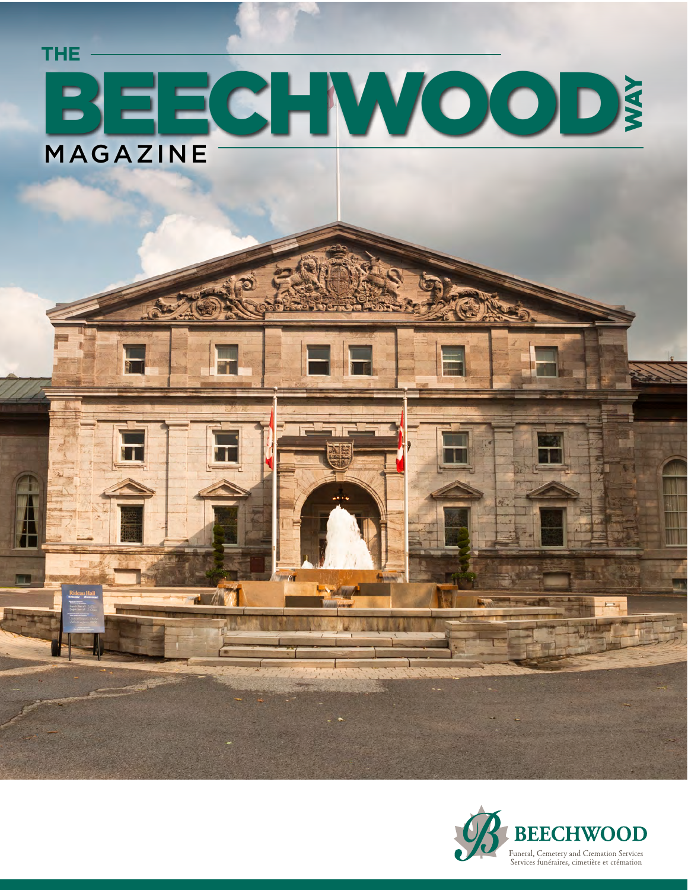# THE BEECHWOOD WAY MAGAZINE

BEECHWOOD

Funeral, Cemetery and Cremation Services

Services funéraires, cimetière et crémation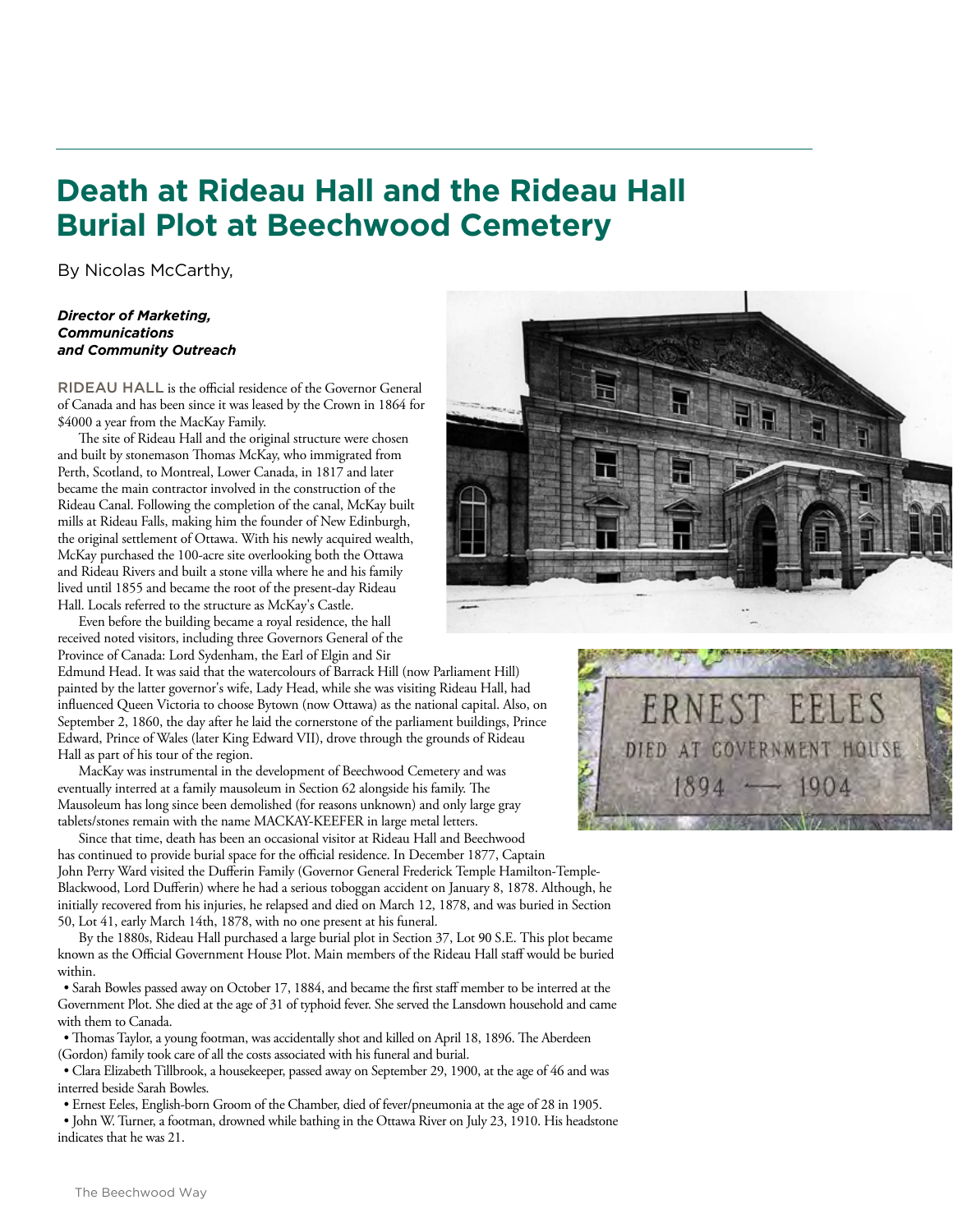# Death at Rideau Hall and the Rideau Hall Burial Plot at Beechwood Cemetery

By Nicolas McCarthy,

***Director of Marketing, Communications and Community Outreach***

RIDEAU HALL is the official residence of the Governor General of Canada and has been since it was leased by the Crown in 1864 for $4000 a year from the MacKay Family.

The site of Rideau Hall and the original structure were chosen and built by stonemason Thomas McKay, who immigrated from Perth, Scotland, to Montreal, Lower Canada, in 1817 and later became the main contractor involved in the construction of the Rideau Canal. Following the completion of the canal, McKay built mills at Rideau Falls, making him the founder of New Edinburgh, the original settlement of Ottawa. With his newly acquired wealth, McKay purchased the 100-acre site overlooking both the Ottawa and Rideau Rivers and built a stone villa where he and his family lived until 1855 and became the root of the present-day Rideau Hall. Locals referred to the structure as McKay's Castle.

Even before the building became a royal residence, the hall received noted visitors, including three Governors General of the Province of Canada: Lord Sydenham, the Earl of Elgin and Sir Edmund Head. It was said that the watercolours of Barrack Hill (now Parliament Hill) painted by the latter governor's wife, Lady Head, while she was visiting Rideau Hall, had influenced Queen Victoria to choose Bytown (now Ottawa) as the national capital. Also, on September 2, 1860, the day after he laid the cornerstone of the parliament buildings, Prince Edward, Prince of Wales (later King Edward VII), drove through the grounds of Rideau Hall as part of his tour of the region.

MacKay was instrumental in the development of Beechwood Cemetery and was eventually interred at a family mausoleum in Section 62 alongside his family. The Mausoleum has long since been demolished (for reasons unknown) and only large gray tablets/stones remain with the name MACKAY-KEEFER in large metal letters.

Since that time, death has been an occasional visitor at Rideau Hall and Beechwood has continued to provide burial space for the official residence. In December 1877, Captain John Perry Ward visited the Dufferin Family (Governor General Frederick Temple Hamilton-Temple-Blackwood, Lord Dufferin) where he had a serious toboggan accident on January 8, 1878. Although, he initially recovered from his injuries, he relapsed and died on March 12, 1878, and was buried in Section 50, Lot 41, early March 14th, 1878, with no one present at his funeral.

By the 1880s, Rideau Hall purchased a large burial plot in Section 37, Lot 90 S.E. This plot became known as the Official Government House Plot. Main members of the Rideau Hall staff would be buried within.

- Sarah Bowles passed away on October 17, 1884, and became the first staff member to be interred at the Government Plot. She died at the age of 31 of typhoid fever. She served the Lansdown household and came with them to Canada.
- Thomas Taylor, a young footman, was accidentally shot and killed on April 18, 1896. The Aberdeen (Gordon) family took care of all the costs associated with his funeral and burial.
- Clara Elizabeth Tillbrook, a housekeeper, passed away on September 29, 1900, at the age of 46 and was interred beside Sarah Bowles.
- Ernest Eeles, English-born Groom of the Chamber, died of fever/pneumonia at the age of 28 in 1905.
- John W. Turner, a footman, drowned while bathing in the Ottawa River on July 23, 1910. His headstone indicates that he was 21.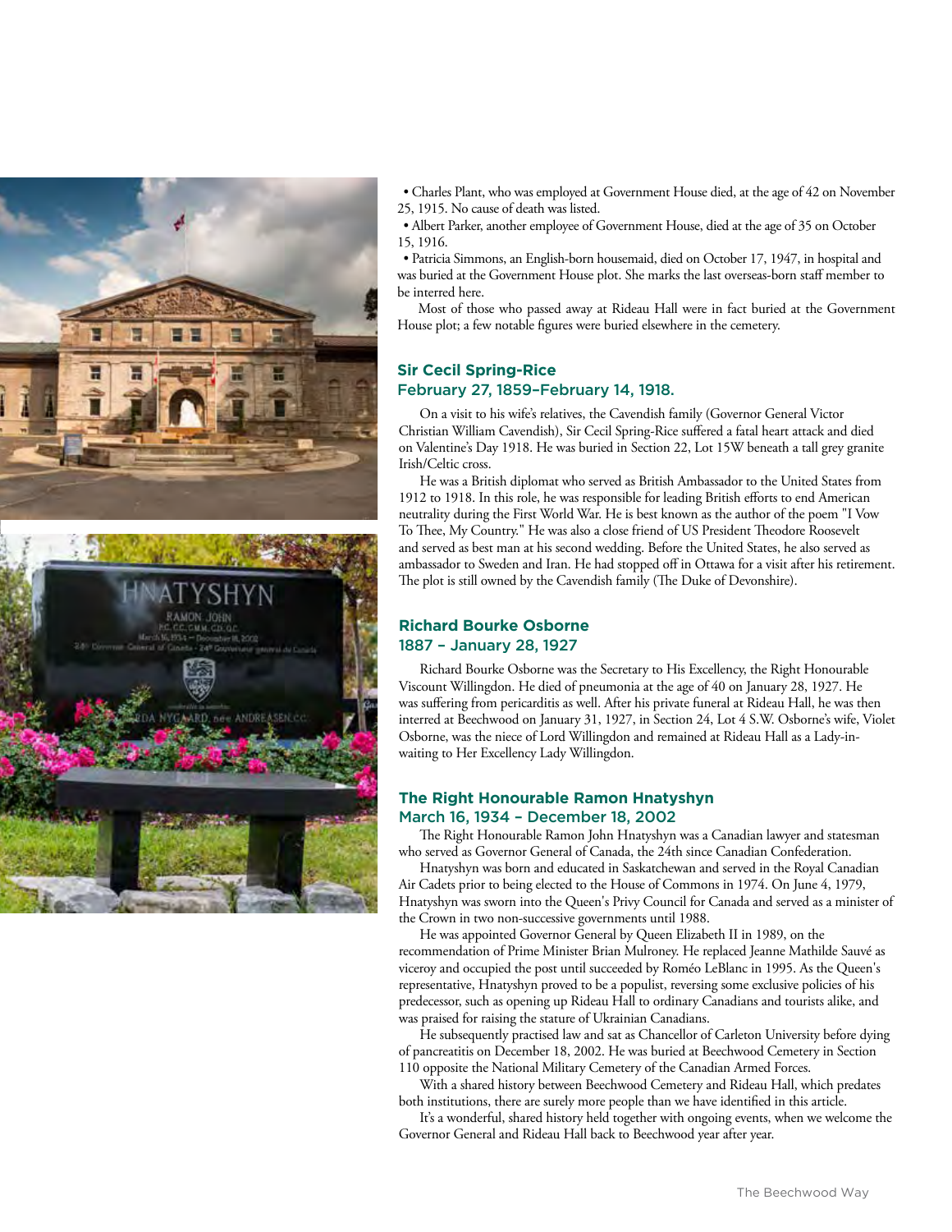- Charles Plant, who was employed at Government House died, at the age of 42 on November 25, 1915. No cause of death was listed.
- Albert Parker, another employee of Government House, died at the age of 35 on October 15, 1916.
- Patricia Simmons, an English-born housemaid, died on October 17, 1947, in hospital and was buried at the Government House plot. She marks the last overseas-born staff member to be interred here.

Most of those who passed away at Rideau Hall were in fact buried at the Government House plot; a few notable figures were buried elsewhere in the cemetery.

### Sir Cecil Spring-Rice
### February 27, 1859–February 14, 1918.

On a visit to his wife's relatives, the Cavendish family (Governor General Victor Christian William Cavendish), Sir Cecil Spring-Rice suffered a fatal heart attack and died on Valentine's Day 1918. He was buried in Section 22, Lot 15W beneath a tall grey granite Irish/Celtic cross.

He was a British diplomat who served as British Ambassador to the United States from 1912 to 1918. In this role, he was responsible for leading British efforts to end American neutrality during the First World War. He is best known as the author of the poem "I Vow To Thee, My Country." He was also a close friend of US President Theodore Roosevelt and served as best man at his second wedding. Before the United States, he also served as ambassador to Sweden and Iran. He had stopped off in Ottawa for a visit after his retirement. The plot is still owned by the Cavendish family (The Duke of Devonshire).

### Richard Bourke Osborne
### 1887 – January 28, 1927

Richard Bourke Osborne was the Secretary to His Excellency, the Right Honourable Viscount Willingdon. He died of pneumonia at the age of 40 on January 28, 1927. He was suffering from pericarditis as well. After his private funeral at Rideau Hall, he was then interred at Beechwood on January 31, 1927, in Section 24, Lot 4 S.W. Osborne's wife, Violet Osborne, was the niece of Lord Willingdon and remained at Rideau Hall as a Lady-in-waiting to Her Excellency Lady Willingdon.

### The Right Honourable Ramon Hnatyshyn
### March 16, 1934 – December 18, 2002

The Right Honourable Ramon John Hnatyshyn was a Canadian lawyer and statesman who served as Governor General of Canada, the 24th since Canadian Confederation.

Hnatyshyn was born and educated in Saskatchewan and served in the Royal Canadian Air Cadets prior to being elected to the House of Commons in 1974. On June 4, 1979, Hnatyshyn was sworn into the Queen's Privy Council for Canada and served as a minister of the Crown in two non-successive governments until 1988.

He was appointed Governor General by Queen Elizabeth II in 1989, on the recommendation of Prime Minister Brian Mulroney. He replaced Jeanne Mathilde Sauvé as viceroy and occupied the post until succeeded by Roméo LeBlanc in 1995. As the Queen's representative, Hnatyshyn proved to be a populist, reversing some exclusive policies of his predecessor, such as opening up Rideau Hall to ordinary Canadians and tourists alike, and was praised for raising the stature of Ukrainian Canadians.

He subsequently practised law and sat as Chancellor of Carleton University before dying of pancreatitis on December 18, 2002. He was buried at Beechwood Cemetery in Section 110 opposite the National Military Cemetery of the Canadian Armed Forces.

With a shared history between Beechwood Cemetery and Rideau Hall, which predates both institutions, there are surely more people than we have identified in this article.

It's a wonderful, shared history held together with ongoing events, when we welcome the Governor General and Rideau Hall back to Beechwood year after year.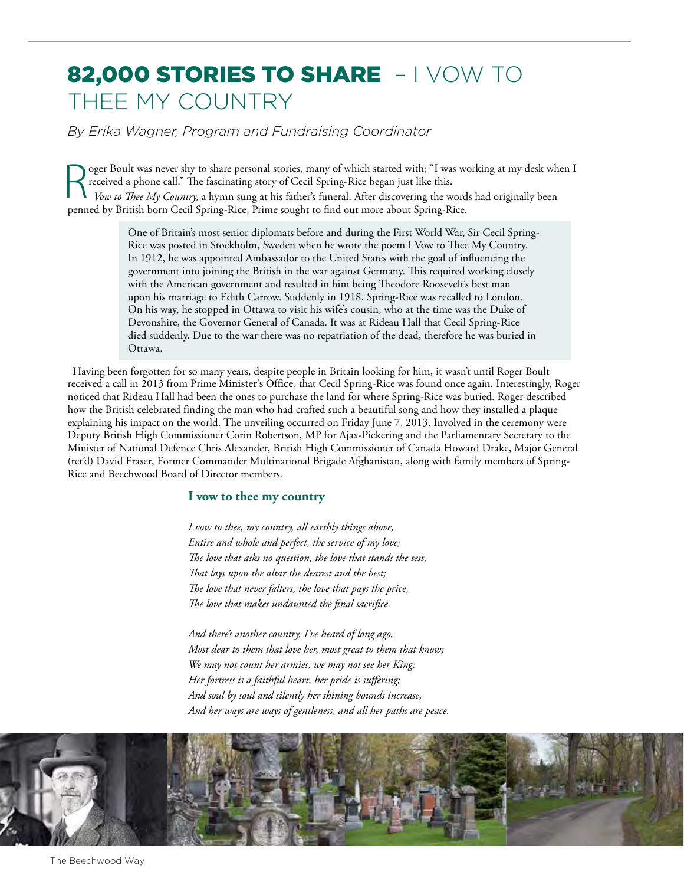# 82,000 STORIES TO SHARE – I VOW TO THEE MY COUNTRY

*By Erika Wagner, Program and Fundraising Coordinator*

Roger Boult was never shy to share personal stories, many of which started with; "I was working at my desk when I received a phone call." The fascinating story of Cecil Spring-Rice began just like this.

*Vow to Thee My Country,* a hymn sung at his father's funeral. After discovering the words had originally been penned by British born Cecil Spring-Rice, Prime sought to find out more about Spring-Rice.

> One of Britain's most senior diplomats before and during the First World War, Sir Cecil Spring-Rice was posted in Stockholm, Sweden when he wrote the poem I Vow to Thee My Country. In 1912, he was appointed Ambassador to the United States with the goal of influencing the government into joining the British in the war against Germany. This required working closely with the American government and resulted in him being Theodore Roosevelt's best man upon his marriage to Edith Carrow. Suddenly in 1918, Spring-Rice was recalled to London. On his way, he stopped in Ottawa to visit his wife's cousin, who at the time was the Duke of Devonshire, the Governor General of Canada. It was at Rideau Hall that Cecil Spring-Rice died suddenly. Due to the war there was no repatriation of the dead, therefore he was buried in Ottawa.

Having been forgotten for so many years, despite people in Britain looking for him, it wasn't until Roger Boult received a call in 2013 from Prime Minister's Office, that Cecil Spring-Rice was found once again. Interestingly, Roger noticed that Rideau Hall had been the ones to purchase the land for where Spring-Rice was buried. Roger described how the British celebrated finding the man who had crafted such a beautiful song and how they installed a plaque explaining his impact on the world. The unveiling occurred on Friday June 7, 2013. Involved in the ceremony were Deputy British High Commissioner Corin Robertson, MP for Ajax-Pickering and the Parliamentary Secretary to the Minister of National Defence Chris Alexander, British High Commissioner of Canada Howard Drake, Major General (ret'd) David Fraser, Former Commander Multinational Brigade Afghanistan, along with family members of Spring-Rice and Beechwood Board of Director members.

### I vow to thee my country

*I vow to thee, my country, all earthly things above,*
*Entire and whole and perfect, the service of my love;*
*The love that asks no question, the love that stands the test,*
*That lays upon the altar the dearest and the best;*
*The love that never falters, the love that pays the price,*
*The love that makes undaunted the final sacrifice.*

*And there's another country, I've heard of long ago,*
*Most dear to them that love her, most great to them that know;*
*We may not count her armies, we may not see her King;*
*Her fortress is a faithful heart, her pride is suffering;*
*And soul by soul and silently her shining bounds increase,*
*And her ways are ways of gentleness, and all her paths are peace.*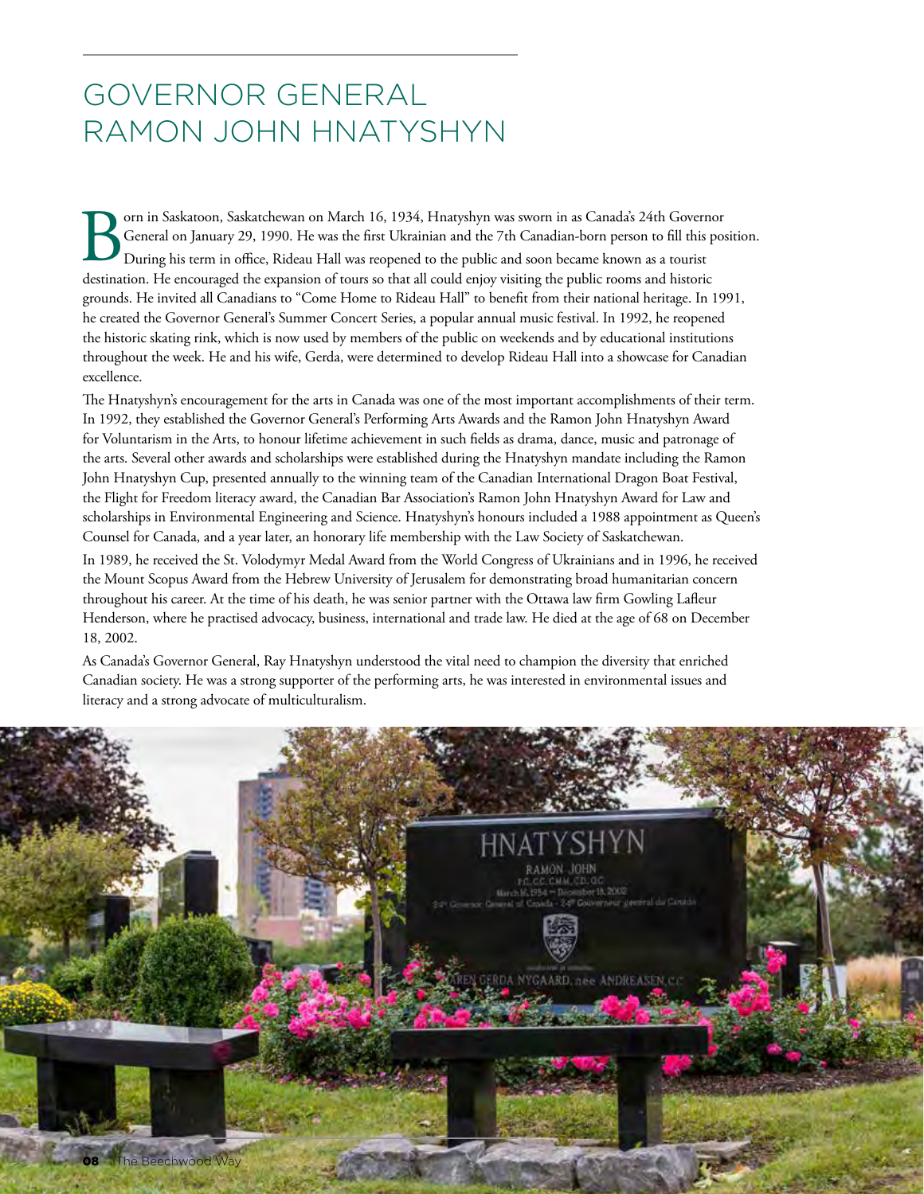# GOVERNOR GENERAL RAMON JOHN HNATYSHYN

Born in Saskatoon, Saskatchewan on March 16, 1934, Hnatyshyn was sworn in as Canada's 24th Governor General on January 29, 1990. He was the first Ukrainian and the 7th Canadian-born person to fill this position. During his term in office, Rideau Hall was reopened to the public and soon became known as a tourist destination. He encouraged the expansion of tours so that all could enjoy visiting the public rooms and historic grounds. He invited all Canadians to "Come Home to Rideau Hall" to benefit from their national heritage. In 1991, he created the Governor General's Summer Concert Series, a popular annual music festival. In 1992, he reopened the historic skating rink, which is now used by members of the public on weekends and by educational institutions throughout the week. He and his wife, Gerda, were determined to develop Rideau Hall into a showcase for Canadian excellence.

The Hnatyshyn's encouragement for the arts in Canada was one of the most important accomplishments of their term. In 1992, they established the Governor General's Performing Arts Awards and the Ramon John Hnatyshyn Award for Voluntarism in the Arts, to honour lifetime achievement in such fields as drama, dance, music and patronage of the arts. Several other awards and scholarships were established during the Hnatyshyn mandate including the Ramon John Hnatyshyn Cup, presented annually to the winning team of the Canadian International Dragon Boat Festival, the Flight for Freedom literacy award, the Canadian Bar Association's Ramon John Hnatyshyn Award for Law and scholarships in Environmental Engineering and Science. Hnatyshyn's honours included a 1988 appointment as Queen's Counsel for Canada, and a year later, an honorary life membership with the Law Society of Saskatchewan.

In 1989, he received the St. Volodymyr Medal Award from the World Congress of Ukrainians and in 1996, he received the Mount Scopus Award from the Hebrew University of Jerusalem for demonstrating broad humanitarian concern throughout his career. At the time of his death, he was senior partner with the Ottawa law firm Gowling Lafleur Henderson, where he practised advocacy, business, international and trade law. He died at the age of 68 on December 18, 2002.

As Canada's Governor General, Ray Hnatyshyn understood the vital need to champion the diversity that enriched Canadian society. He was a strong supporter of the performing arts, he was interested in environmental issues and literacy and a strong advocate of multiculturalism.